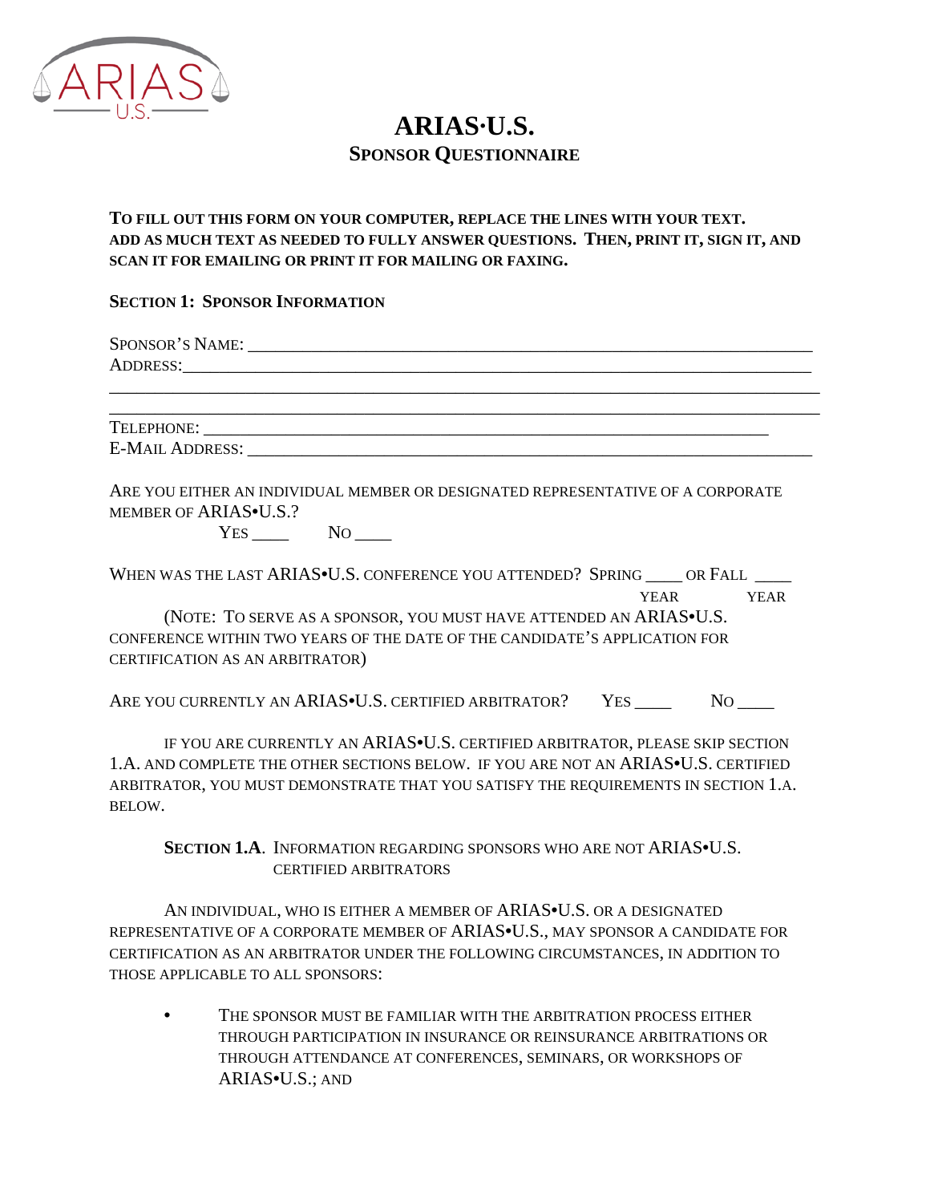# ARIAS·U.S.

## Sponsor Questionnaire

**To fill out this form on your computer, replace the lines with your text. Add as much text as needed to fully answer questions. Then, print it, sign it, and scan it for emailing or print it for mailing or faxing.**

### Section 1: Sponsor Information

Sponsor's Name: ______________________________________________________________

Address:______________________________________________________________

______________________________________________________________

______________________________________________________________

Telephone: ______________________________________________________________

E-Mail Address: ______________________________________________________________

Are you either an individual member or designated representative of a corporate member of ARIAS•U.S.?

Yes ____ No ____

When was the last ARIAS•U.S. conference you attended? Spring ____ or Fall ____
(year) (year)

(Note: To serve as a sponsor, you must have attended an ARIAS•U.S. conference within two years of the date of the candidate's application for certification as an arbitrator)

Are you currently an ARIAS•U.S. certified arbitrator? Yes ____ No ____

If you are currently an ARIAS•U.S. certified arbitrator, please skip Section 1.A. and complete the other sections below. If you are not an ARIAS•U.S. certified arbitrator, you must demonstrate that you satisfy the requirements in Section 1.A. below.

#### **Section 1.A**. Information regarding sponsors who are not ARIAS•U.S. certified arbitrators

An individual, who is either a member of ARIAS•U.S. or a designated representative of a corporate member of ARIAS•U.S., may sponsor a candidate for certification as an arbitrator under the following circumstances, in addition to those applicable to all sponsors:

- The sponsor must be familiar with the arbitration process either through participation in insurance or reinsurance arbitrations or through attendance at conferences, seminars, or workshops of ARIAS•U.S.; and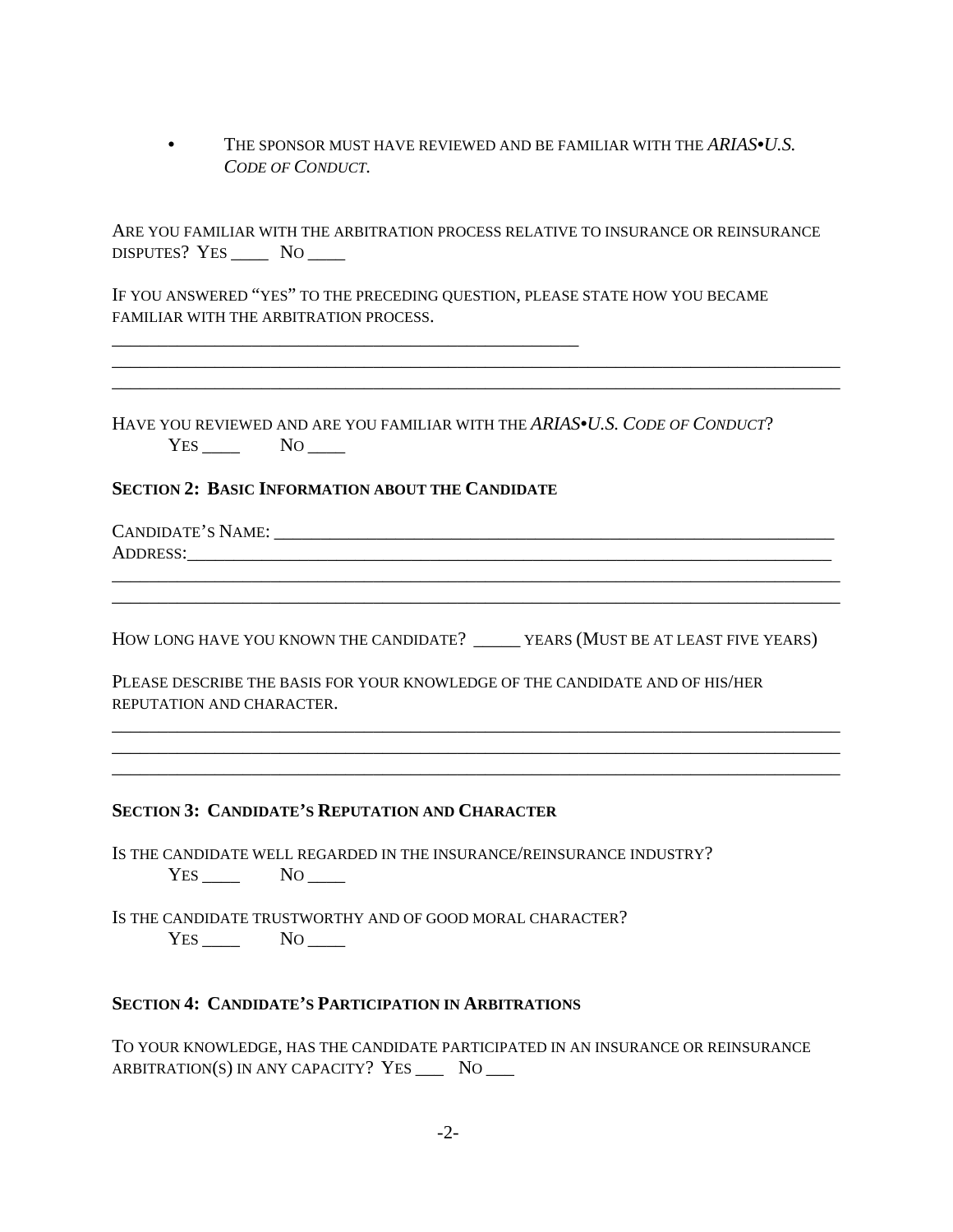- The sponsor must have reviewed and be familiar with the *ARIAS•U.S. Code of Conduct.*

Are you familiar with the arbitration process relative to insurance or reinsurance disputes? Yes ____ No ____

If you answered "yes" to the preceding question, please state how you became familiar with the arbitration process.

_______________________________________________________

___________________________________________________________________________

___________________________________________________________________________

Have you reviewed and are you familiar with the *ARIAS•U.S. Code of Conduct*?
Yes ____ No ____

**Section 2: Basic Information about the Candidate**

Candidate's Name: _________________________________________________________________
Address:___________________________________________________________________________

___________________________________________________________________________

___________________________________________________________________________

How long have you known the candidate? _____ years (Must be at least five years)

Please describe the basis for your knowledge of the candidate and of his/her reputation and character.

___________________________________________________________________________

___________________________________________________________________________

___________________________________________________________________________

**Section 3: Candidate's Reputation and Character**

Is the candidate well regarded in the insurance/reinsurance industry?
Yes ____ No ____

Is the candidate trustworthy and of good moral character?
Yes ____ No ____

**Section 4: Candidate's Participation in Arbitrations**

To your knowledge, has the candidate participated in an insurance or reinsurance arbitration(s) in any capacity? Yes ___ No ___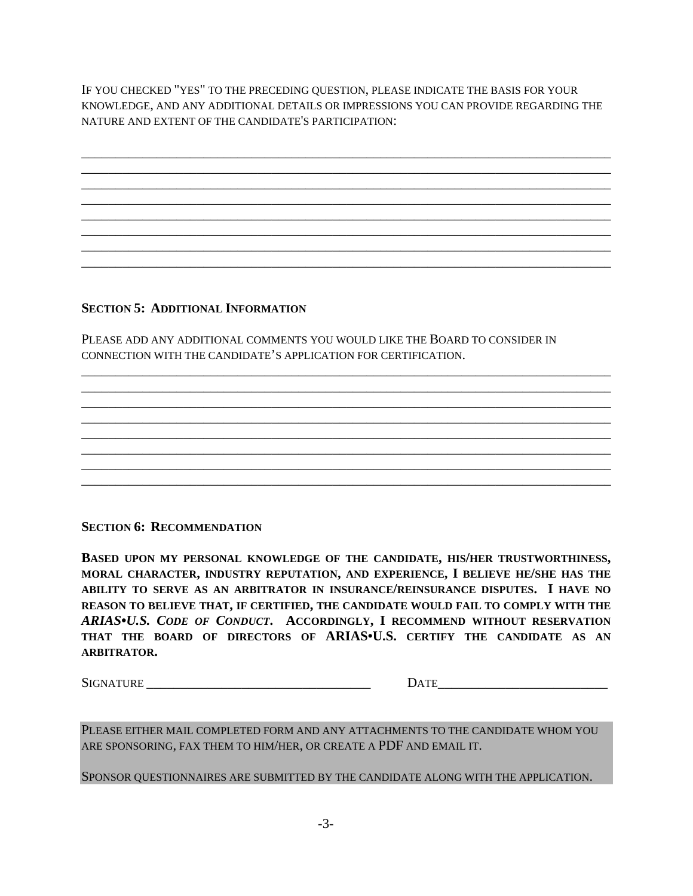IF YOU CHECKED "YES" TO THE PRECEDING QUESTION, PLEASE INDICATE THE BASIS FOR YOUR KNOWLEDGE, AND ANY ADDITIONAL DETAILS OR IMPRESSIONS YOU CAN PROVIDE REGARDING THE NATURE AND EXTENT OF THE CANDIDATE'S PARTICIPATION:

________________________________________________________________________________
________________________________________________________________________________
________________________________________________________________________________
________________________________________________________________________________
________________________________________________________________________________
________________________________________________________________________________
________________________________________________________________________________
________________________________________________________________________________

## SECTION 5: ADDITIONAL INFORMATION

PLEASE ADD ANY ADDITIONAL COMMENTS YOU WOULD LIKE THE BOARD TO CONSIDER IN CONNECTION WITH THE CANDIDATE'S APPLICATION FOR CERTIFICATION.

________________________________________________________________________________
________________________________________________________________________________
________________________________________________________________________________
________________________________________________________________________________
________________________________________________________________________________
________________________________________________________________________________
________________________________________________________________________________
________________________________________________________________________________

## SECTION 6: RECOMMENDATION

**BASED UPON MY PERSONAL KNOWLEDGE OF THE CANDIDATE, HIS/HER TRUSTWORTHINESS, MORAL CHARACTER, INDUSTRY REPUTATION, AND EXPERIENCE, I BELIEVE HE/SHE HAS THE ABILITY TO SERVE AS AN ARBITRATOR IN INSURANCE/REINSURANCE DISPUTES. I HAVE NO REASON TO BELIEVE THAT, IF CERTIFIED, THE CANDIDATE WOULD FAIL TO COMPLY WITH THE *ARIAS•U.S. CODE OF CONDUCT*. ACCORDINGLY, I RECOMMEND WITHOUT RESERVATION THAT THE BOARD OF DIRECTORS OF ARIAS•U.S. CERTIFY THE CANDIDATE AS AN ARBITRATOR.**

SIGNATURE ___________________________________ DATE__________________________

PLEASE EITHER MAIL COMPLETED FORM AND ANY ATTACHMENTS TO THE CANDIDATE WHOM YOU ARE SPONSORING, FAX THEM TO HIM/HER, OR CREATE A PDF AND EMAIL IT.

SPONSOR QUESTIONNAIRES ARE SUBMITTED BY THE CANDIDATE ALONG WITH THE APPLICATION.